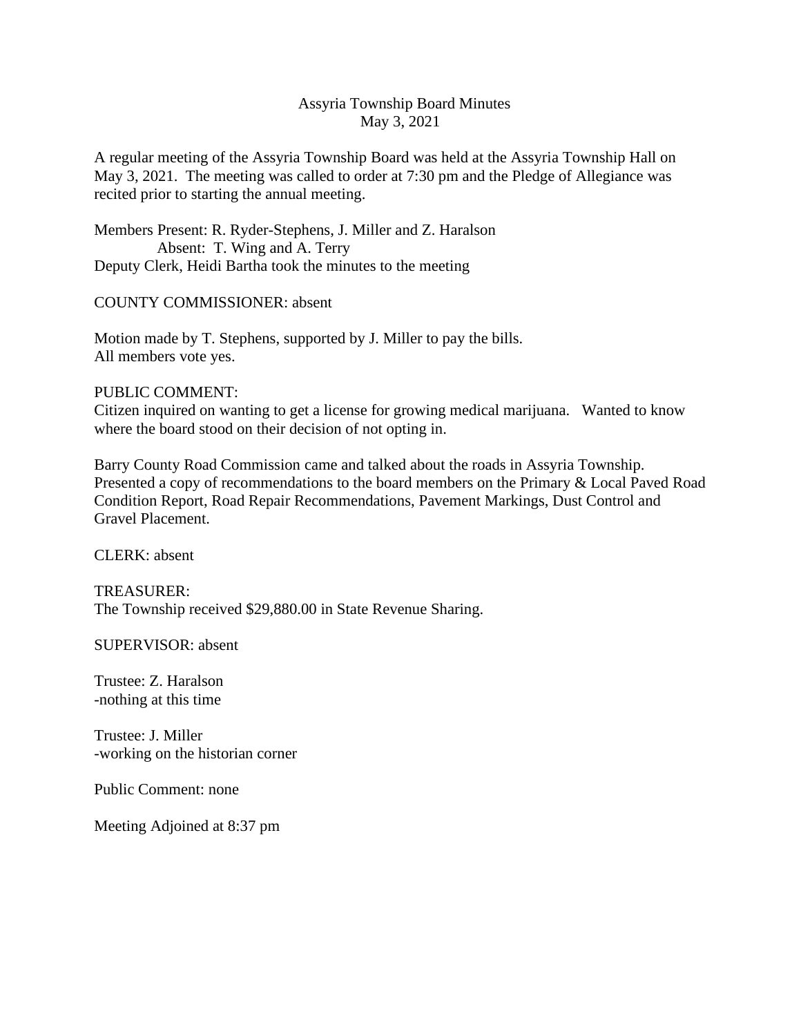# Assyria Township Board Minutes
May 3, 2021

A regular meeting of the Assyria Township Board was held at the Assyria Township Hall on May 3, 2021. The meeting was called to order at 7:30 pm and the Pledge of Allegiance was recited prior to starting the annual meeting.

Members Present: R. Ryder-Stephens, J. Miller and Z. Haralson
Absent: T. Wing and A. Terry
Deputy Clerk, Heidi Bartha took the minutes to the meeting

COUNTY COMMISSIONER: absent

Motion made by T. Stephens, supported by J. Miller to pay the bills.
All members vote yes.

PUBLIC COMMENT:
Citizen inquired on wanting to get a license for growing medical marijuana. Wanted to know where the board stood on their decision of not opting in.

Barry County Road Commission came and talked about the roads in Assyria Township. Presented a copy of recommendations to the board members on the Primary & Local Paved Road Condition Report, Road Repair Recommendations, Pavement Markings, Dust Control and Gravel Placement.

CLERK: absent

TREASURER:
The Township received $29,880.00 in State Revenue Sharing.

SUPERVISOR: absent

Trustee: Z. Haralson
-nothing at this time

Trustee: J. Miller
-working on the historian corner

Public Comment: none

Meeting Adjoined at 8:37 pm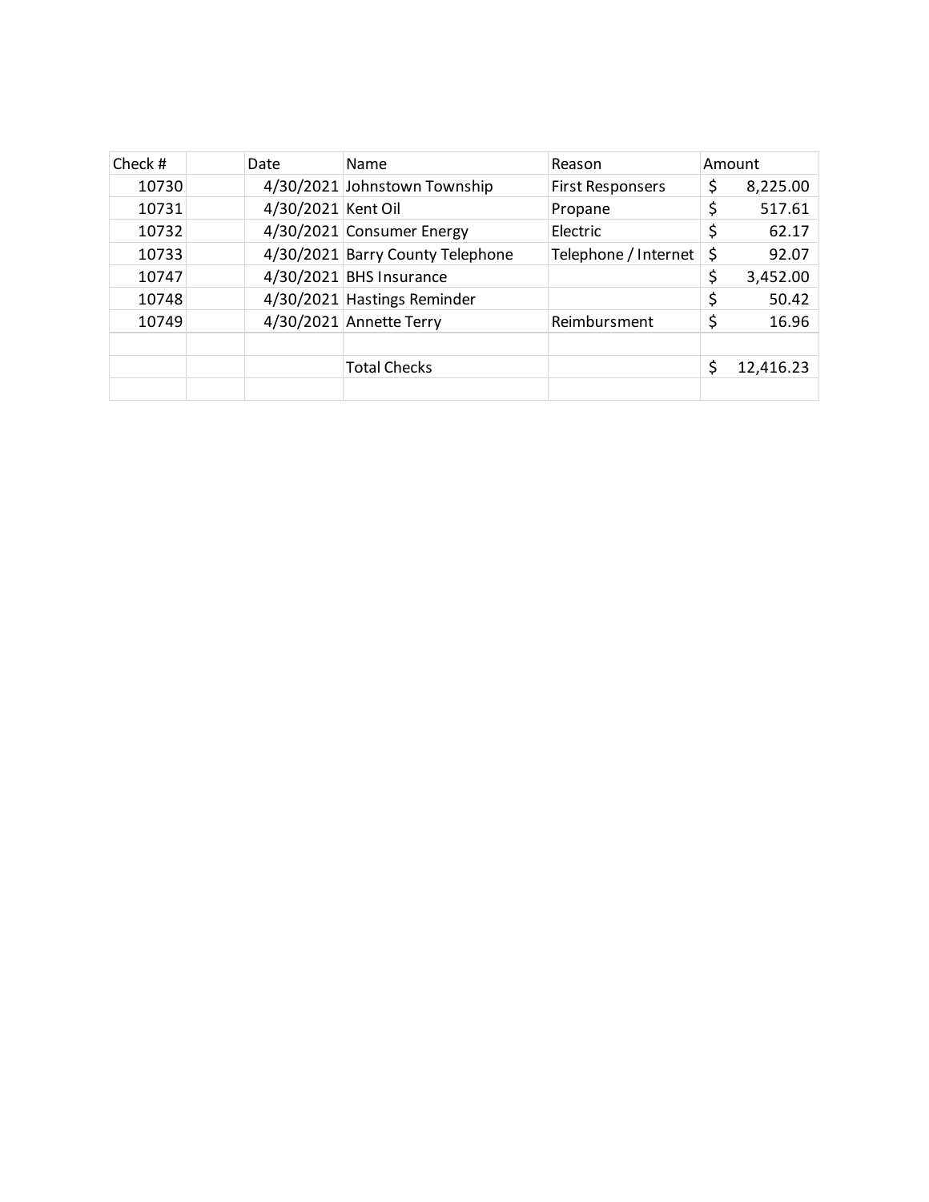| Check # | | Date | Name | Reason | Amount |
|---|---|---|---|---|---|
| 10730 | | 4/30/2021 | Johnstown Township | First Responsers | $ 8,225.00 |
| 10731 | | 4/30/2021 | Kent Oil | Propane | $ 517.61 |
| 10732 | | 4/30/2021 | Consumer Energy | Electric | $ 62.17 |
| 10733 | | 4/30/2021 | Barry County Telephone | Telephone / Internet | $ 92.07 |
| 10747 | | 4/30/2021 | BHS Insurance | | $ 3,452.00 |
| 10748 | | 4/30/2021 | Hastings Reminder | | $ 50.42 |
| 10749 | | 4/30/2021 | Annette Terry | Reimbursment | $ 16.96 |
| | | | | | |
| | | | Total Checks | | $ 12,416.23 |
| | | | | | |